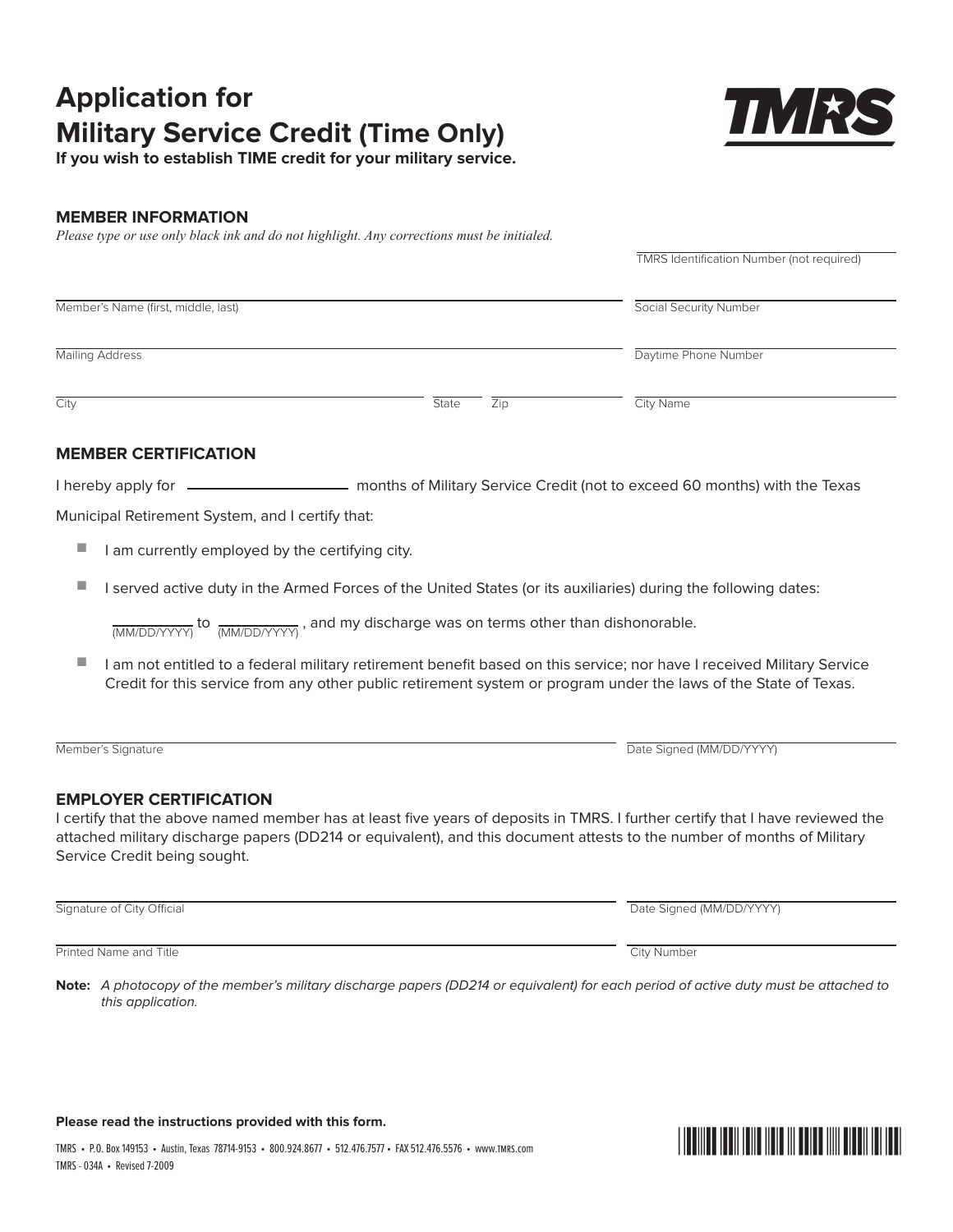# Application for Military Service Credit (Time Only)

**If you wish to establish TIME credit for your military service.**

TMRS

## MEMBER INFORMATION

*Please type or use only black ink and do not highlight. Any corrections must be initialized.*

______________________________
TMRS Identification Number (not required)

______________________________ ______________________________
Member's Name (first, middle, last) Social Security Number

______________________________ ______________________________
Mailing Address Daytime Phone Number

______________________________ ______________________________
City State Zip City Name

## MEMBER CERTIFICATION

I hereby apply for ______________ months of Military Service Credit (not to exceed 60 months) with the Texas Municipal Retirement System, and I certify that:

- I am currently employed by the certifying city.
- I served active duty in the Armed Forces of the United States (or its auxiliaries) during the following dates:

  ______________ to ______________ , and my discharge was on terms other than dishonorable.
  (MM/DD/YYYY) (MM/DD/YYYY)

- I am not entitled to a federal military retirement benefit based on this service; nor have I received Military Service Credit for this service from any other public retirement system or program under the laws of the State of Texas.

______________________________ ______________________________
Member's Signature Date Signed (MM/DD/YYYY)

## EMPLOYER CERTIFICATION

I certify that the above named member has at least five years of deposits in TMRS. I further certify that I have reviewed the attached military discharge papers (DD214 or equivalent), and this document attests to the number of months of Military Service Credit being sought.

______________________________ ______________________________
Signature of City Official Date Signed (MM/DD/YYYY)

______________________________ ______________________________
Printed Name and Title City Number

**Note:** *A photocopy of the member's military discharge papers (DD214 or equivalent) for each period of active duty must be attached to this application.*

**Please read the instructions provided with this form.**

TMRS • P.O. Box 149153 • Austin, Texas 78714-9153 • 800.924.8677 • 512.476.7577 • FAX 512.476.5576 • www.TMRS.com
TMRS - 034A • Revised 7-2009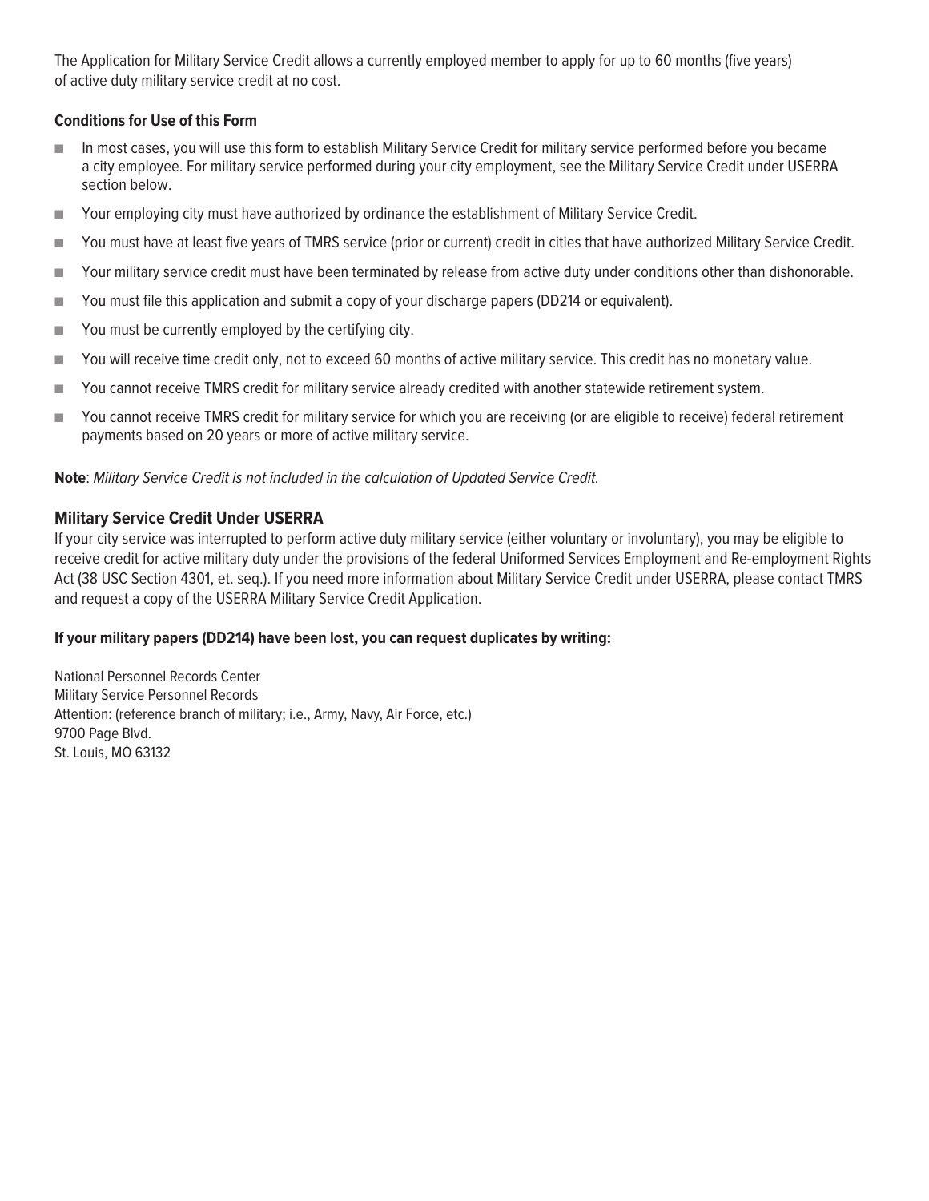The Application for Military Service Credit allows a currently employed member to apply for up to 60 months (five years) of active duty military service credit at no cost.

**Conditions for Use of this Form**

- In most cases, you will use this form to establish Military Service Credit for military service performed before you became a city employee. For military service performed during your city employment, see the Military Service Credit under USERRA section below.
- Your employing city must have authorized by ordinance the establishment of Military Service Credit.
- You must have at least five years of TMRS service (prior or current) credit in cities that have authorized Military Service Credit.
- Your military service credit must have been terminated by release from active duty under conditions other than dishonorable.
- You must file this application and submit a copy of your discharge papers (DD214 or equivalent).
- You must be currently employed by the certifying city.
- You will receive time credit only, not to exceed 60 months of active military service. This credit has no monetary value.
- You cannot receive TMRS credit for military service already credited with another statewide retirement system.
- You cannot receive TMRS credit for military service for which you are receiving (or are eligible to receive) federal retirement payments based on 20 years or more of active military service.

**Note**: *Military Service Credit is not included in the calculation of Updated Service Credit.*

## Military Service Credit Under USERRA

If your city service was interrupted to perform active duty military service (either voluntary or involuntary), you may be eligible to receive credit for active military duty under the provisions of the federal Uniformed Services Employment and Re-employment Rights Act (38 USC Section 4301, et. seq.). If you need more information about Military Service Credit under USERRA, please contact TMRS and request a copy of the USERRA Military Service Credit Application.

**If your military papers (DD214) have been lost, you can request duplicates by writing:**

National Personnel Records Center
Military Service Personnel Records
Attention: (reference branch of military; i.e., Army, Navy, Air Force, etc.)
9700 Page Blvd.
St. Louis, MO 63132